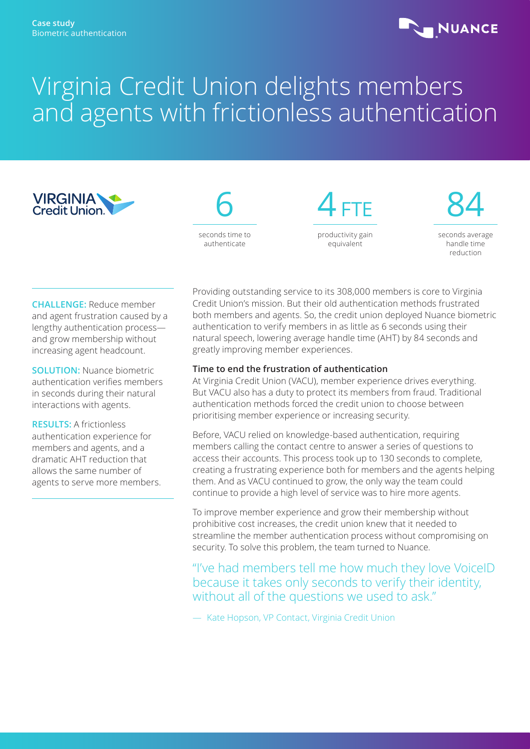Case study
Biometric authentication

# Virginia Credit Union delights members and agents with frictionless authentication

**6**
seconds time to authenticate

**4 FTE**
productivity gain equivalent

**84**
seconds average handle time reduction

**CHALLENGE:** Reduce member and agent frustration caused by a lengthy authentication process—and grow membership without increasing agent headcount.

**SOLUTION:** Nuance biometric authentication verifies members in seconds during their natural interactions with agents.

**RESULTS:** A frictionless authentication experience for members and agents, and a dramatic AHT reduction that allows the same number of agents to serve more members.

Providing outstanding service to its 308,000 members is core to Virginia Credit Union's mission. But their old authentication methods frustrated both members and agents. So, the credit union deployed Nuance biometric authentication to verify members in as little as 6 seconds using their natural speech, lowering average handle time (AHT) by 84 seconds and greatly improving member experiences.

### Time to end the frustration of authentication

At Virginia Credit Union (VACU), member experience drives everything. But VACU also has a duty to protect its members from fraud. Traditional authentication methods forced the credit union to choose between prioritising member experience or increasing security.

Before, VACU relied on knowledge-based authentication, requiring members calling the contact centre to answer a series of questions to access their accounts. This process took up to 130 seconds to complete, creating a frustrating experience both for members and the agents helping them. And as VACU continued to grow, the only way the team could continue to provide a high level of service was to hire more agents.

To improve member experience and grow their membership without prohibitive cost increases, the credit union knew that it needed to streamline the member authentication process without compromising on security. To solve this problem, the team turned to Nuance.

> "I've had members tell me how much they love VoiceID because it takes only seconds to verify their identity, without all of the questions we used to ask."
>
> — Kate Hopson, VP Contact, Virginia Credit Union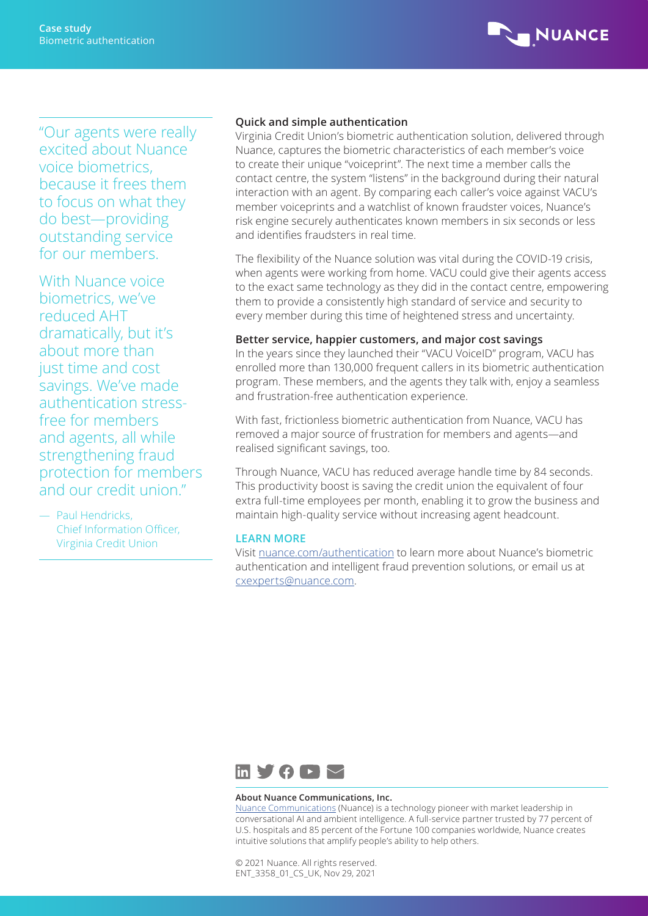"Our agents were really excited about Nuance voice biometrics, because it frees them to focus on what they do best—providing outstanding service for our members.

With Nuance voice biometrics, we've reduced AHT dramatically, but it's about more than just time and cost savings. We've made authentication stress-free for members and agents, all while strengthening fraud protection for members and our credit union."

— Paul Hendricks, Chief Information Officer, Virginia Credit Union

### Quick and simple authentication

Virginia Credit Union's biometric authentication solution, delivered through Nuance, captures the biometric characteristics of each member's voice to create their unique "voiceprint". The next time a member calls the contact centre, the system "listens" in the background during their natural interaction with an agent. By comparing each caller's voice against VACU's member voiceprints and a watchlist of known fraudster voices, Nuance's risk engine securely authenticates known members in six seconds or less and identifies fraudsters in real time.

The flexibility of the Nuance solution was vital during the COVID-19 crisis, when agents were working from home. VACU could give their agents access to the exact same technology as they did in the contact centre, empowering them to provide a consistently high standard of service and security to every member during this time of heightened stress and uncertainty.

### Better service, happier customers, and major cost savings

In the years since they launched their "VACU VoiceID" program, VACU has enrolled more than 130,000 frequent callers in its biometric authentication program. These members, and the agents they talk with, enjoy a seamless and frustration-free authentication experience.

With fast, frictionless biometric authentication from Nuance, VACU has removed a major source of frustration for members and agents—and realised significant savings, too.

Through Nuance, VACU has reduced average handle time by 84 seconds. This productivity boost is saving the credit union the equivalent of four extra full-time employees per month, enabling it to grow the business and maintain high-quality service without increasing agent headcount.

### LEARN MORE

Visit [nuance.com/authentication](nuance.com/authentication) to learn more about Nuance's biometric authentication and intelligent fraud prevention solutions, or email us at [cxexperts@nuance.com](mailto:cxexperts@nuance.com).

**About Nuance Communications, Inc.**

[Nuance Communications](#) (Nuance) is a technology pioneer with market leadership in conversational AI and ambient intelligence. A full-service partner trusted by 77 percent of U.S. hospitals and 85 percent of the Fortune 100 companies worldwide, Nuance creates intuitive solutions that amplify people's ability to help others.

© 2021 Nuance. All rights reserved.
ENT_3358_01_CS_UK, Nov 29, 2021